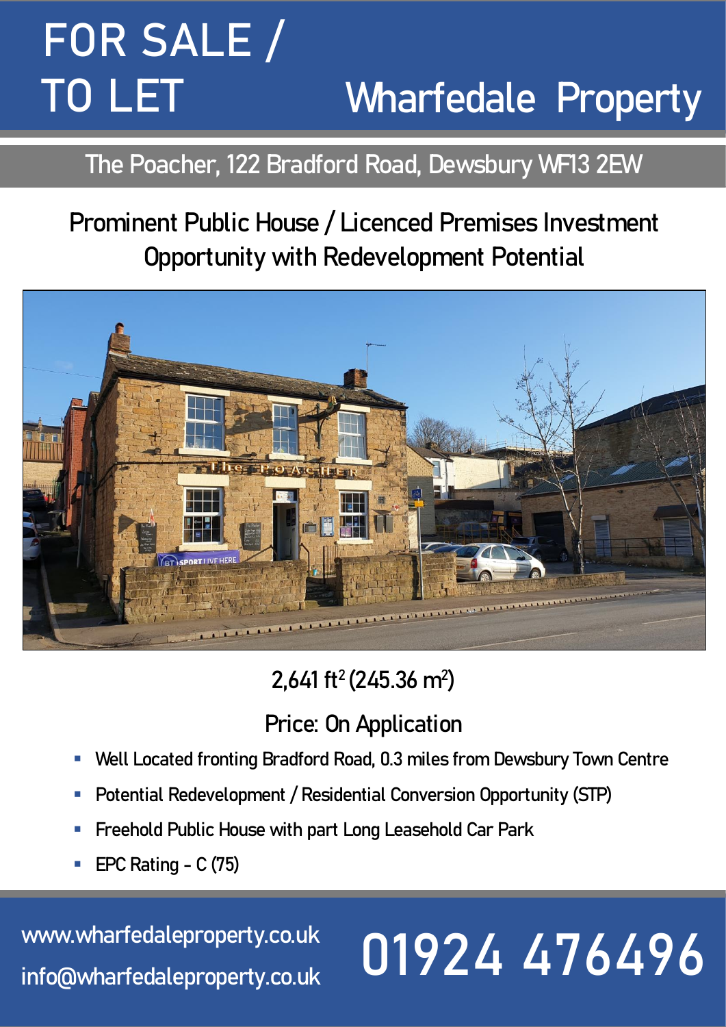# FOR SALE / TO LET

**Wharfedale Property**

## The Poacher, 122 Bradford Road, Dewsbury WF13 2EW

### Prominent Public House / Licenced Premises Investment Opportunity with Redevelopment Potential

2,641 ft$^2$ (245.36 m$^2$)

Price: On Application

- Well Located fronting Bradford Road, 0.3 miles from Dewsbury Town Centre
- Potential Redevelopment / Residential Conversion Opportunity (STP)
- Freehold Public House with part Long Leasehold Car Park
- EPC Rating - C (75)

www.wharfedaleproperty.co.uk
info@wharfedaleproperty.co.uk

01924 476496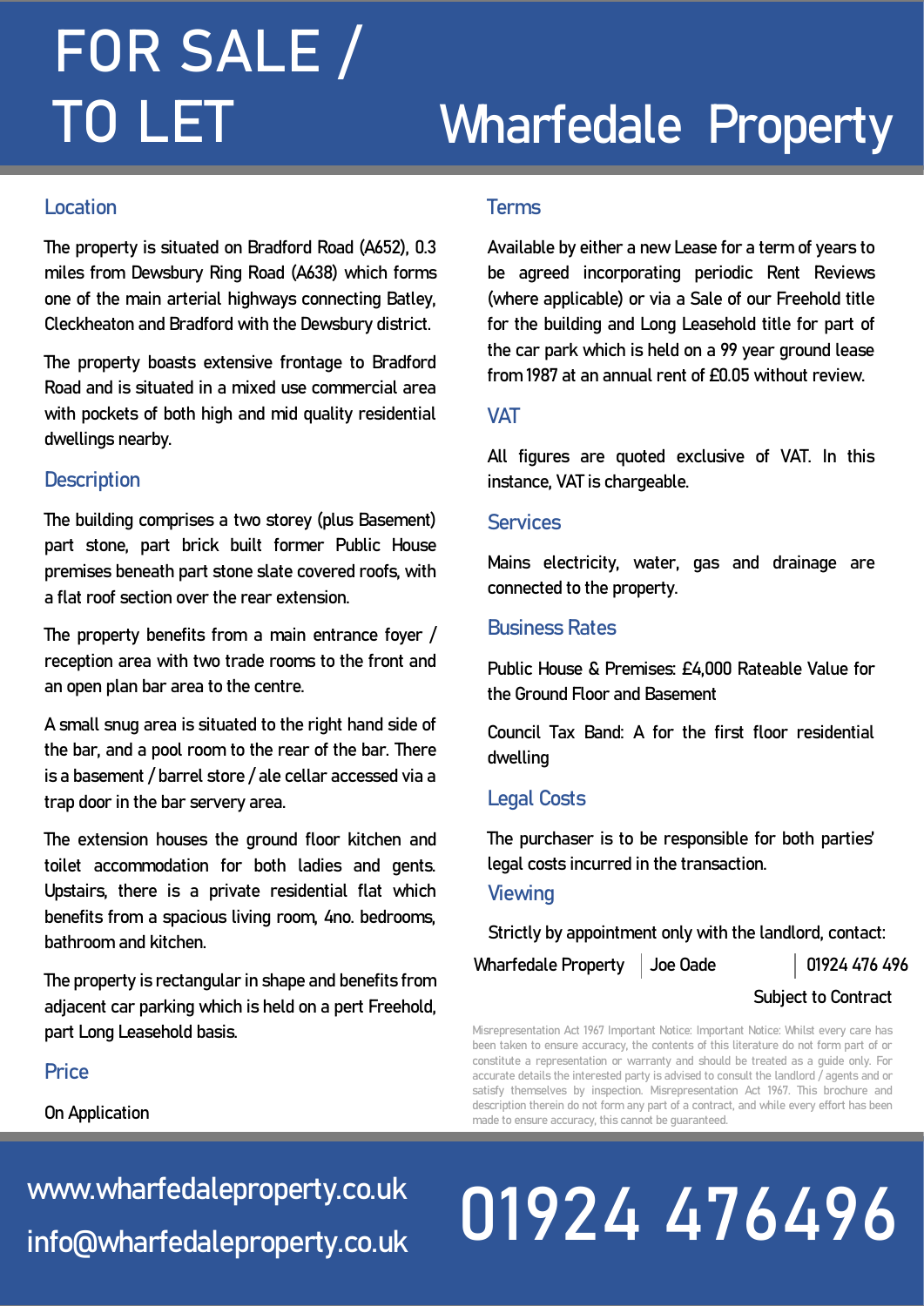# FOR SALE / TO LET

# Wharfedale Property

## Location

The property is situated on Bradford Road (A652), 0.3 miles from Dewsbury Ring Road (A638) which forms one of the main arterial highways connecting Batley, Cleckheaton and Bradford with the Dewsbury district.

The property boasts extensive frontage to Bradford Road and is situated in a mixed use commercial area with pockets of both high and mid quality residential dwellings nearby.

## Description

The building comprises a two storey (plus Basement) part stone, part brick built former Public House premises beneath part stone slate covered roofs, with a flat roof section over the rear extension.

The property benefits from a main entrance foyer / reception area with two trade rooms to the front and an open plan bar area to the centre.

A small snug area is situated to the right hand side of the bar, and a pool room to the rear of the bar. There is a basement / barrel store / ale cellar accessed via a trap door in the bar servery area.

The extension houses the ground floor kitchen and toilet accommodation for both ladies and gents. Upstairs, there is a private residential flat which benefits from a spacious living room, 4no. bedrooms, bathroom and kitchen.

The property is rectangular in shape and benefits from adjacent car parking which is held on a pert Freehold, part Long Leasehold basis.

## Price

On Application

## Terms

Available by either a new Lease for a term of years to be agreed incorporating periodic Rent Reviews (where applicable) or via a Sale of our Freehold title for the building and Long Leasehold title for part of the car park which is held on a 99 year ground lease from 1987 at an annual rent of £0.05 without review.

## VAT

All figures are quoted exclusive of VAT. In this instance, VAT is chargeable.

## Services

Mains electricity, water, gas and drainage are connected to the property.

## Business Rates

Public House & Premises: £4,000 Rateable Value for the Ground Floor and Basement

Council Tax Band: A for the first floor residential dwelling

## Legal Costs

The purchaser is to be responsible for both parties' legal costs incurred in the transaction.

## Viewing

Strictly by appointment only with the landlord, contact:

Wharfedale Property | Joe Oade | 01924 476 496

Subject to Contract

Misrepresentation Act 1967 Important Notice: Important Notice: Whilst every care has been taken to ensure accuracy, the contents of this literature do not form part of or constitute a representation or warranty and should be treated as a guide only. For accurate details the interested party is advised to consult the landlord / agents and or satisfy themselves by inspection. Misrepresentation Act 1967. This brochure and description therein do not form any part of a contract, and while every effort has been made to ensure accuracy, this cannot be guaranteed.

www.wharfedaleproperty.co.uk
info@wharfedaleproperty.co.uk

01924 476496